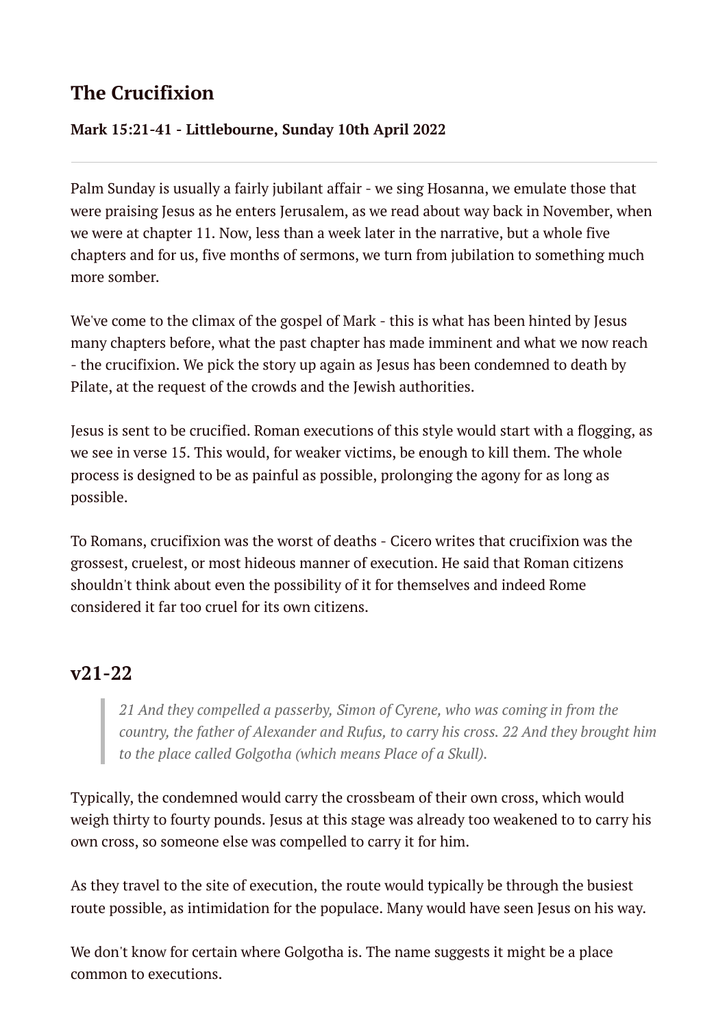# The Crucifixion

**Mark 15:21-41 - Littlebourne, Sunday 10th April 2022**

---

Palm Sunday is usually a fairly jubilant affair - we sing Hosanna, we emulate those that were praising Jesus as he enters Jerusalem, as we read about way back in November, when we were at chapter 11. Now, less than a week later in the narrative, but a whole five chapters and for us, five months of sermons, we turn from jubilation to something much more somber.

We've come to the climax of the gospel of Mark - this is what has been hinted by Jesus many chapters before, what the past chapter has made imminent and what we now reach - the crucifixion. We pick the story up again as Jesus has been condemned to death by Pilate, at the request of the crowds and the Jewish authorities.

Jesus is sent to be crucified. Roman executions of this style would start with a flogging, as we see in verse 15. This would, for weaker victims, be enough to kill them. The whole process is designed to be as painful as possible, prolonging the agony for as long as possible.

To Romans, crucifixion was the worst of deaths - Cicero writes that crucifixion was the grossest, cruelest, or most hideous manner of execution. He said that Roman citizens shouldn't think about even the possibility of it for themselves and indeed Rome considered it far too cruel for its own citizens.

## v21-22

> *21 And they compelled a passerby, Simon of Cyrene, who was coming in from the country, the father of Alexander and Rufus, to carry his cross. 22 And they brought him to the place called Golgotha (which means Place of a Skull).*

Typically, the condemned would carry the crossbeam of their own cross, which would weigh thirty to fourty pounds. Jesus at this stage was already too weakened to to carry his own cross, so someone else was compelled to carry it for him.

As they travel to the site of execution, the route would typically be through the busiest route possible, as intimidation for the populace. Many would have seen Jesus on his way.

We don't know for certain where Golgotha is. The name suggests it might be a place common to executions.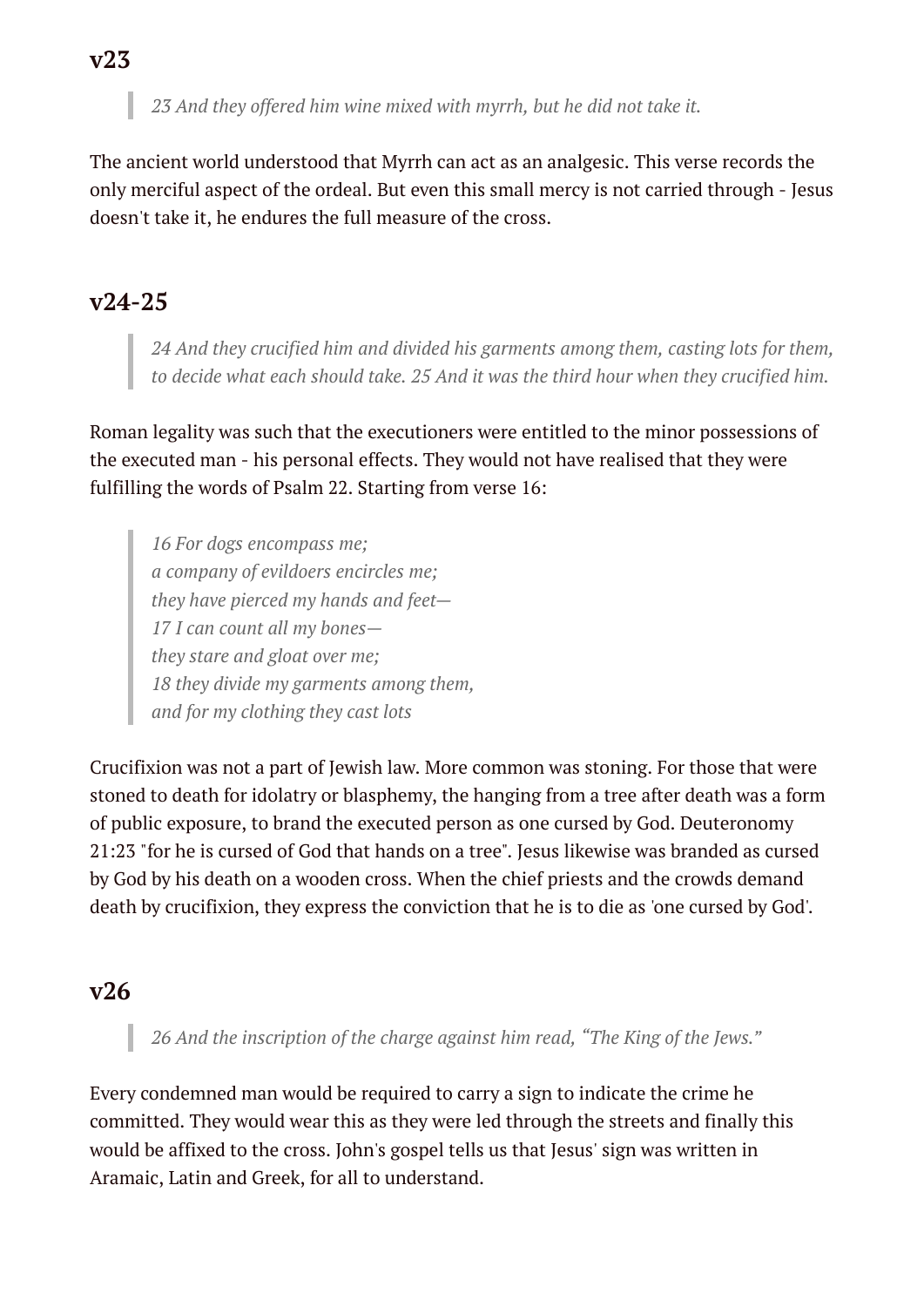## v23

> *23 And they offered him wine mixed with myrrh, but he did not take it.*

The ancient world understood that Myrrh can act as an analgesic. This verse records the only merciful aspect of the ordeal. But even this small mercy is not carried through - Jesus doesn't take it, he endures the full measure of the cross.

## v24-25

> *24 And they crucified him and divided his garments among them, casting lots for them, to decide what each should take. 25 And it was the third hour when they crucified him.*

Roman legality was such that the executioners were entitled to the minor possessions of the executed man - his personal effects. They would not have realised that they were fulfilling the words of Psalm 22. Starting from verse 16:

> *16 For dogs encompass me;*
> *a company of evildoers encircles me;*
> *they have pierced my hands and feet—*
> *17 I can count all my bones—*
> *they stare and gloat over me;*
> *18 they divide my garments among them,*
> *and for my clothing they cast lots*

Crucifixion was not a part of Jewish law. More common was stoning. For those that were stoned to death for idolatry or blasphemy, the hanging from a tree after death was a form of public exposure, to brand the executed person as one cursed by God. Deuteronomy 21:23 "for he is cursed of God that hands on a tree". Jesus likewise was branded as cursed by God by his death on a wooden cross. When the chief priests and the crowds demand death by crucifixion, they express the conviction that he is to die as 'one cursed by God'.

## v26

> *26 And the inscription of the charge against him read, "The King of the Jews."*

Every condemned man would be required to carry a sign to indicate the crime he committed. They would wear this as they were led through the streets and finally this would be affixed to the cross. John's gospel tells us that Jesus' sign was written in Aramaic, Latin and Greek, for all to understand.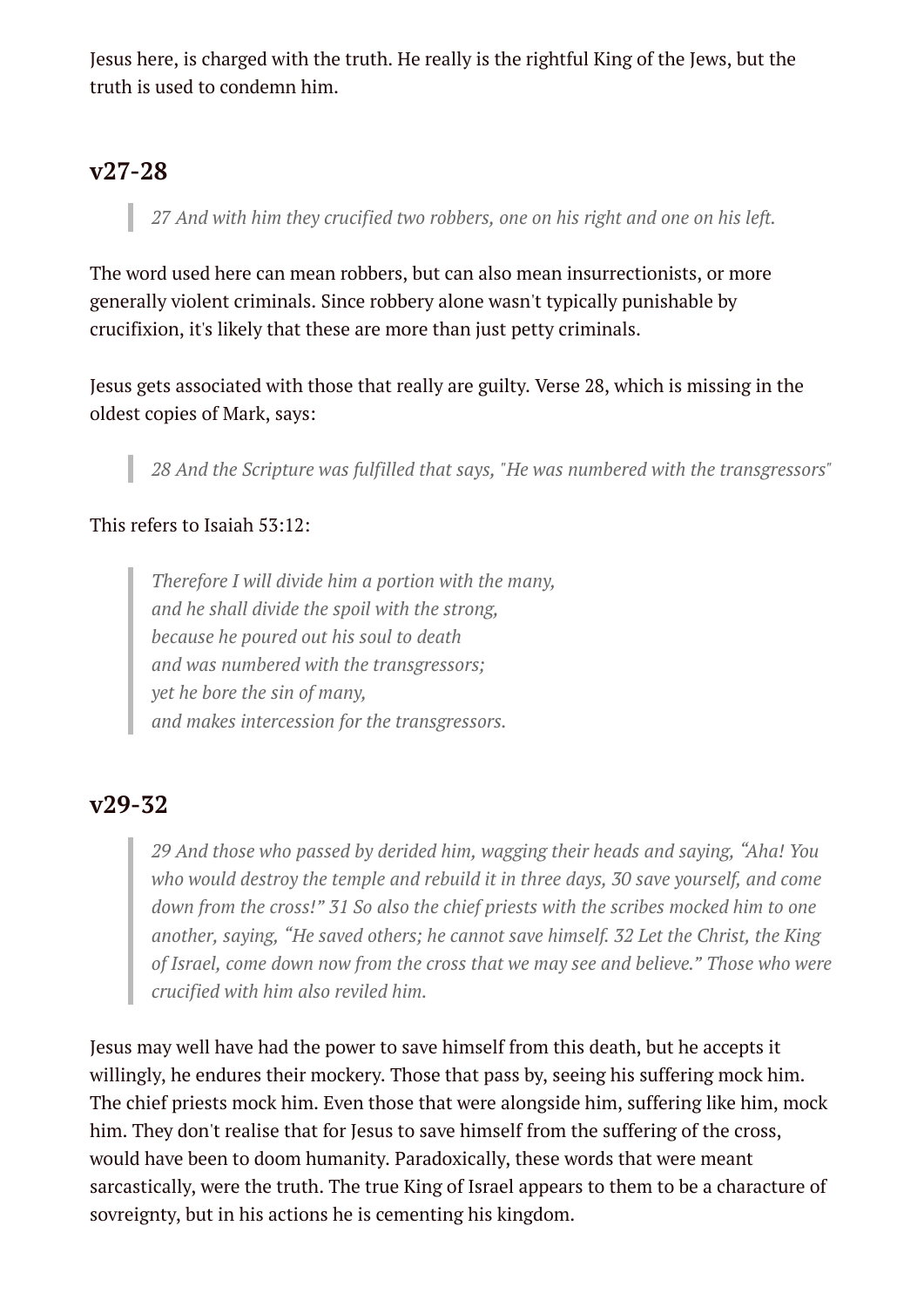Jesus here, is charged with the truth. He really is the rightful King of the Jews, but the truth is used to condemn him.

## v27-28

> *27 And with him they crucified two robbers, one on his right and one on his left.*

The word used here can mean robbers, but can also mean insurrectionists, or more generally violent criminals. Since robbery alone wasn't typically punishable by crucifixion, it's likely that these are more than just petty criminals.

Jesus gets associated with those that really are guilty. Verse 28, which is missing in the oldest copies of Mark, says:

> *28 And the Scripture was fulfilled that says, "He was numbered with the transgressors"*

This refers to Isaiah 53:12:

> *Therefore I will divide him a portion with the many,*
> *and he shall divide the spoil with the strong,*
> *because he poured out his soul to death*
> *and was numbered with the transgressors;*
> *yet he bore the sin of many,*
> *and makes intercession for the transgressors.*

## v29-32

> *29 And those who passed by derided him, wagging their heads and saying, "Aha! You who would destroy the temple and rebuild it in three days, 30 save yourself, and come down from the cross!" 31 So also the chief priests with the scribes mocked him to one another, saying, "He saved others; he cannot save himself. 32 Let the Christ, the King of Israel, come down now from the cross that we may see and believe." Those who were crucified with him also reviled him.*

Jesus may well have had the power to save himself from this death, but he accepts it willingly, he endures their mockery. Those that pass by, seeing his suffering mock him. The chief priests mock him. Even those that were alongside him, suffering like him, mock him. They don't realise that for Jesus to save himself from the suffering of the cross, would have been to doom humanity. Paradoxically, these words that were meant sarcastically, were the truth. The true King of Israel appears to them to be a characture of sovreignty, but in his actions he is cementing his kingdom.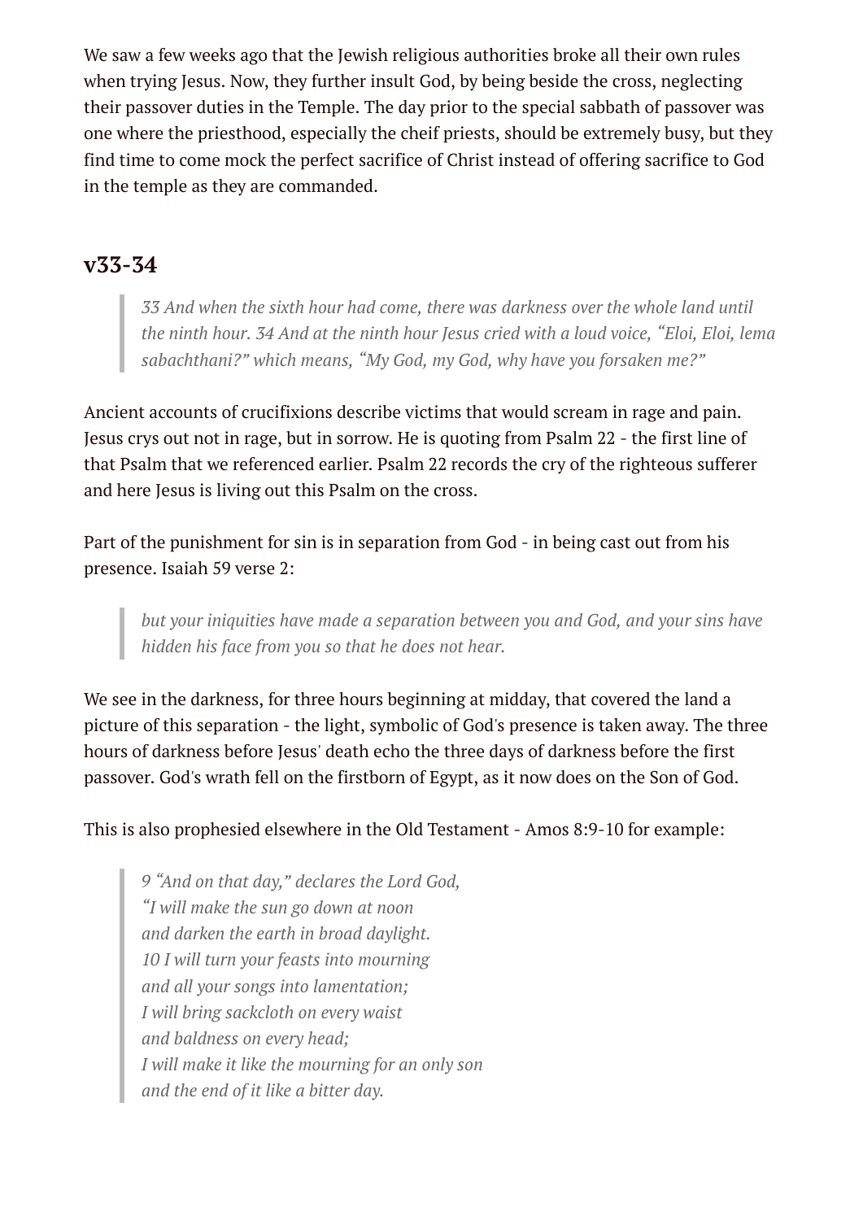We saw a few weeks ago that the Jewish religious authorities broke all their own rules when trying Jesus. Now, they further insult God, by being beside the cross, neglecting their passover duties in the Temple. The day prior to the special sabbath of passover was one where the priesthood, especially the cheif priests, should be extremely busy, but they find time to come mock the perfect sacrifice of Christ instead of offering sacrifice to God in the temple as they are commanded.

## v33-34

> *33 And when the sixth hour had come, there was darkness over the whole land until the ninth hour. 34 And at the ninth hour Jesus cried with a loud voice, "Eloi, Eloi, lema sabachthani?" which means, "My God, my God, why have you forsaken me?"*

Ancient accounts of crucifixions describe victims that would scream in rage and pain. Jesus crys out not in rage, but in sorrow. He is quoting from Psalm 22 - the first line of that Psalm that we referenced earlier. Psalm 22 records the cry of the righteous sufferer and here Jesus is living out this Psalm on the cross.

Part of the punishment for sin is in separation from God - in being cast out from his presence. Isaiah 59 verse 2:

> *but your iniquities have made a separation between you and God, and your sins have hidden his face from you so that he does not hear.*

We see in the darkness, for three hours beginning at midday, that covered the land a picture of this separation - the light, symbolic of God's presence is taken away. The three hours of darkness before Jesus' death echo the three days of darkness before the first passover. God's wrath fell on the firstborn of Egypt, as it now does on the Son of God.

This is also prophesied elsewhere in the Old Testament - Amos 8:9-10 for example:

> *9 "And on that day," declares the Lord God,*
> *"I will make the sun go down at noon*
> *and darken the earth in broad daylight.*
> *10 I will turn your feasts into mourning*
> *and all your songs into lamentation;*
> *I will bring sackcloth on every waist*
> *and baldness on every head;*
> *I will make it like the mourning for an only son*
> *and the end of it like a bitter day.*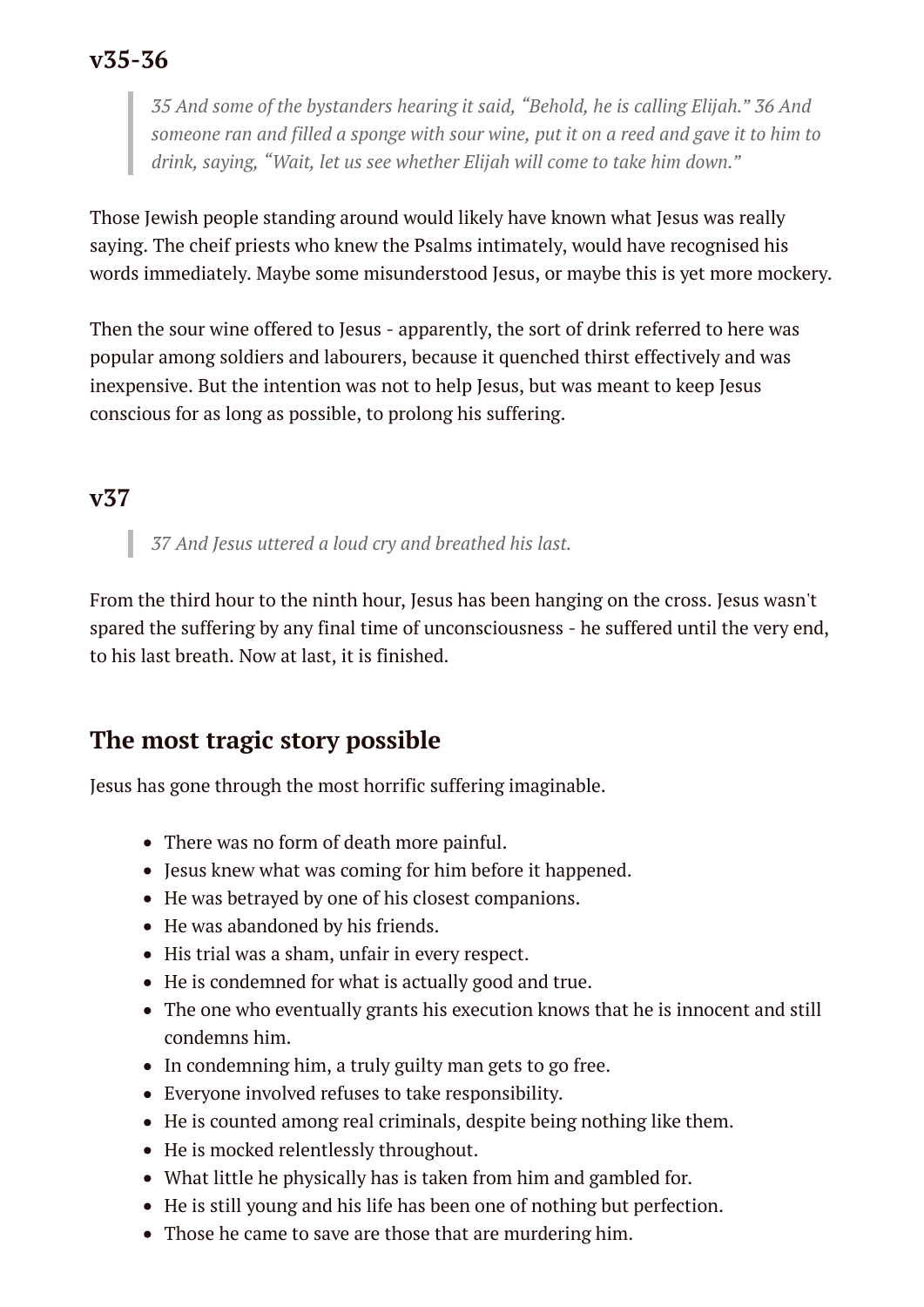## v35-36

> *35 And some of the bystanders hearing it said, "Behold, he is calling Elijah." 36 And someone ran and filled a sponge with sour wine, put it on a reed and gave it to him to drink, saying, "Wait, let us see whether Elijah will come to take him down."*

Those Jewish people standing around would likely have known what Jesus was really saying. The cheif priests who knew the Psalms intimately, would have recognised his words immediately. Maybe some misunderstood Jesus, or maybe this is yet more mockery.

Then the sour wine offered to Jesus - apparently, the sort of drink referred to here was popular among soldiers and labourers, because it quenched thirst effectively and was inexpensive. But the intention was not to help Jesus, but was meant to keep Jesus conscious for as long as possible, to prolong his suffering.

## v37

> *37 And Jesus uttered a loud cry and breathed his last.*

From the third hour to the ninth hour, Jesus has been hanging on the cross. Jesus wasn't spared the suffering by any final time of unconsciousness - he suffered until the very end, to his last breath. Now at last, it is finished.

## The most tragic story possible

Jesus has gone through the most horrific suffering imaginable.

- There was no form of death more painful.
- Jesus knew what was coming for him before it happened.
- He was betrayed by one of his closest companions.
- He was abandoned by his friends.
- His trial was a sham, unfair in every respect.
- He is condemned for what is actually good and true.
- The one who eventually grants his execution knows that he is innocent and still condemns him.
- In condemning him, a truly guilty man gets to go free.
- Everyone involved refuses to take responsibility.
- He is counted among real criminals, despite being nothing like them.
- He is mocked relentlessly throughout.
- What little he physically has is taken from him and gambled for.
- He is still young and his life has been one of nothing but perfection.
- Those he came to save are those that are murdering him.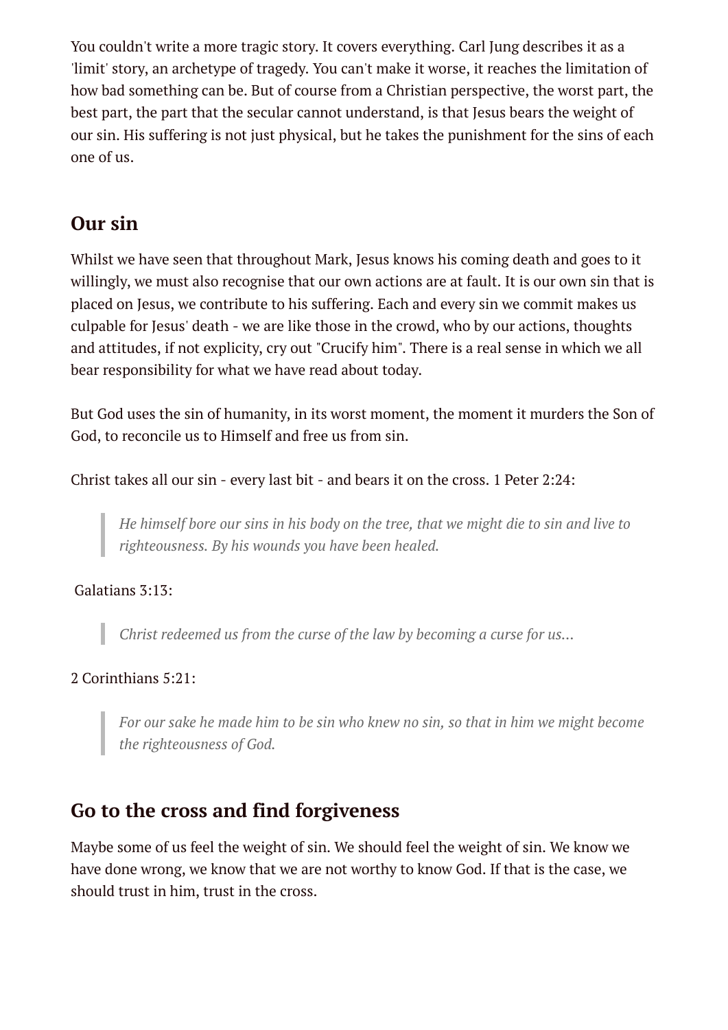You couldn't write a more tragic story. It covers everything. Carl Jung describes it as a 'limit' story, an archetype of tragedy. You can't make it worse, it reaches the limitation of how bad something can be. But of course from a Christian perspective, the worst part, the best part, the part that the secular cannot understand, is that Jesus bears the weight of our sin. His suffering is not just physical, but he takes the punishment for the sins of each one of us.

## Our sin

Whilst we have seen that throughout Mark, Jesus knows his coming death and goes to it willingly, we must also recognise that our own actions are at fault. It is our own sin that is placed on Jesus, we contribute to his suffering. Each and every sin we commit makes us culpable for Jesus' death - we are like those in the crowd, who by our actions, thoughts and attitudes, if not explicity, cry out "Crucify him". There is a real sense in which we all bear responsibility for what we have read about today.

But God uses the sin of humanity, in its worst moment, the moment it murders the Son of God, to reconcile us to Himself and free us from sin.

Christ takes all our sin - every last bit - and bears it on the cross. 1 Peter 2:24:

> *He himself bore our sins in his body on the tree, that we might die to sin and live to righteousness. By his wounds you have been healed.*

Galatians 3:13:

> *Christ redeemed us from the curse of the law by becoming a curse for us...*

2 Corinthians 5:21:

> *For our sake he made him to be sin who knew no sin, so that in him we might become the righteousness of God.*

## Go to the cross and find forgiveness

Maybe some of us feel the weight of sin. We should feel the weight of sin. We know we have done wrong, we know that we are not worthy to know God. If that is the case, we should trust in him, trust in the cross.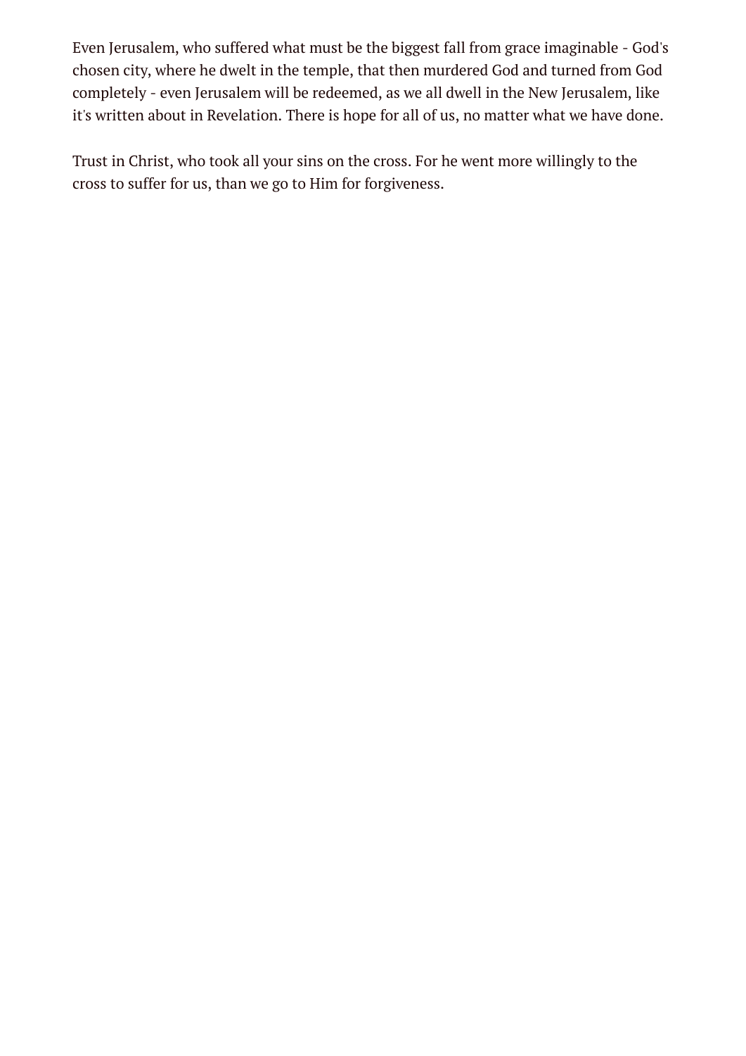Even Jerusalem, who suffered what must be the biggest fall from grace imaginable - God's chosen city, where he dwelt in the temple, that then murdered God and turned from God completely - even Jerusalem will be redeemed, as we all dwell in the New Jerusalem, like it's written about in Revelation. There is hope for all of us, no matter what we have done.

Trust in Christ, who took all your sins on the cross. For he went more willingly to the cross to suffer for us, than we go to Him for forgiveness.